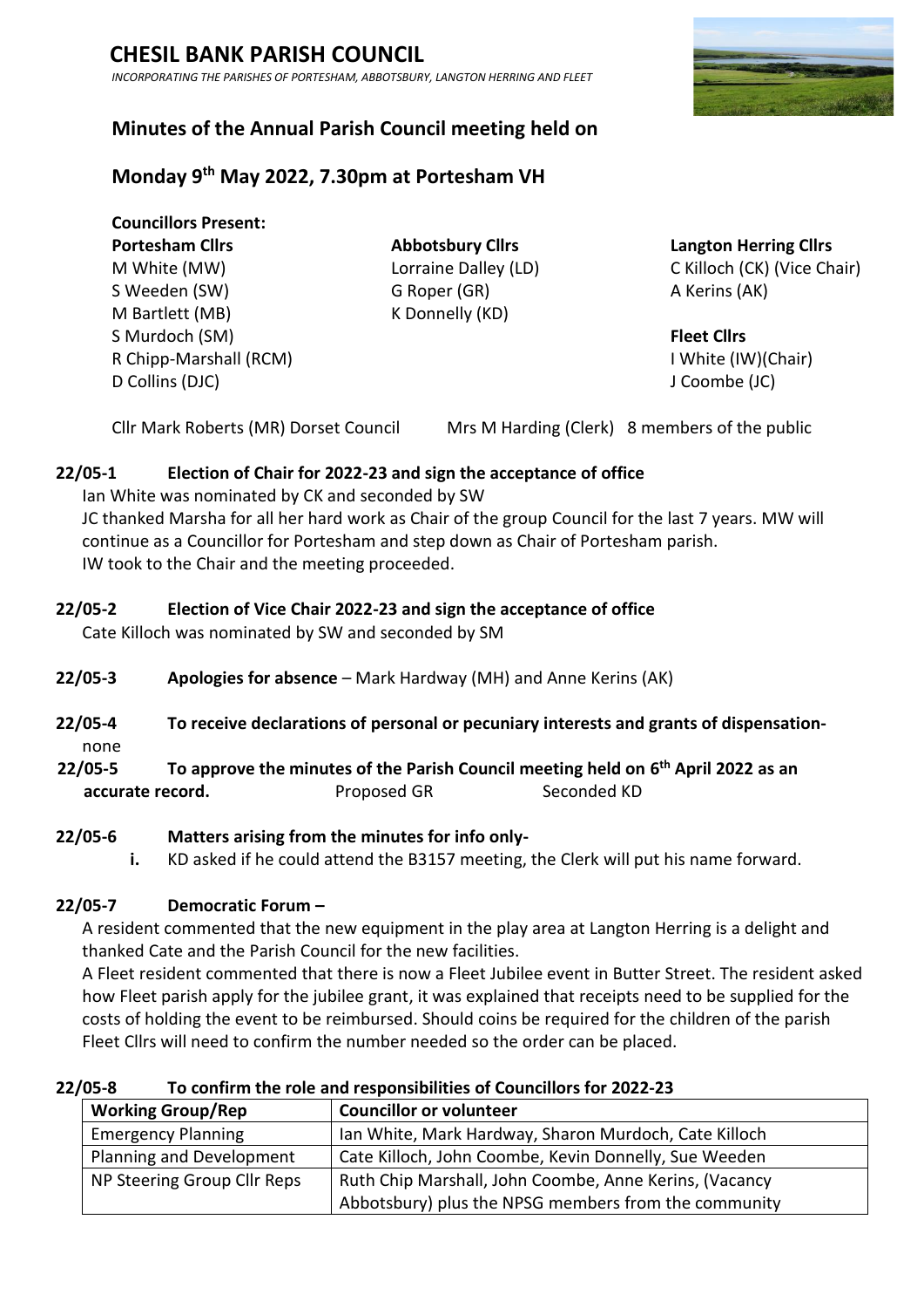# CHESIL BANK PARISH COUNCIL

*INCORPORATING THE PARISHES OF PORTESHAM, ABBOTSBURY, LANGTON HERRING AND FLEET*

## Minutes of the Annual Parish Council meeting held on

## Monday 9th May 2022, 7.30pm at Portesham VH

**Councillors Present:**

**Portesham Cllrs**
M White (MW)
S Weeden (SW)
M Bartlett (MB)
S Murdoch (SM)
R Chipp-Marshall (RCM)
D Collins (DJC)

**Abbotsbury Cllrs**
Lorraine Dalley (LD)
G Roper (GR)
K Donnelly (KD)

**Langton Herring Cllrs**
C Killoch (CK) (Vice Chair)
A Kerins (AK)

**Fleet Cllrs**
I White (IW)(Chair)
J Coombe (JC)

Cllr Mark Roberts (MR) Dorset Council  Mrs M Harding (Clerk)  8 members of the public

**22/05-1 Election of Chair for 2022-23 and sign the acceptance of office**

Ian White was nominated by CK and seconded by SW

JC thanked Marsha for all her hard work as Chair of the group Council for the last 7 years. MW will continue as a Councillor for Portesham and step down as Chair of Portesham parish.

IW took to the Chair and the meeting proceeded.

**22/05-2 Election of Vice Chair 2022-23 and sign the acceptance of office**

Cate Killoch was nominated by SW and seconded by SM

**22/05-3 Apologies for absence** – Mark Hardway (MH) and Anne Kerins (AK)

**22/05-4 To receive declarations of personal or pecuniary interests and grants of dispensation-** none

**22/05-5 To approve the minutes of the Parish Council meeting held on 6th April 2022 as an accurate record.** Proposed GR Seconded KD

**22/05-6 Matters arising from the minutes for info only-**

i. KD asked if he could attend the B3157 meeting, the Clerk will put his name forward.

**22/05-7 Democratic Forum –**

A resident commented that the new equipment in the play area at Langton Herring is a delight and thanked Cate and the Parish Council for the new facilities.

A Fleet resident commented that there is now a Fleet Jubilee event in Butter Street. The resident asked how Fleet parish apply for the jubilee grant, it was explained that receipts need to be supplied for the costs of holding the event to be reimbursed. Should coins be required for the children of the parish Fleet Cllrs will need to confirm the number needed so the order can be placed.

**22/05-8 To confirm the role and responsibilities of Councillors for 2022-23**

| Working Group/Rep | Councillor or volunteer |
| --- | --- |
| Emergency Planning | Ian White, Mark Hardway, Sharon Murdoch, Cate Killoch |
| Planning and Development | Cate Killoch, John Coombe, Kevin Donnelly, Sue Weeden |
| NP Steering Group Cllr Reps | Ruth Chip Marshall, John Coombe, Anne Kerins, (Vacancy Abbotsbury) plus the NPSG members from the community |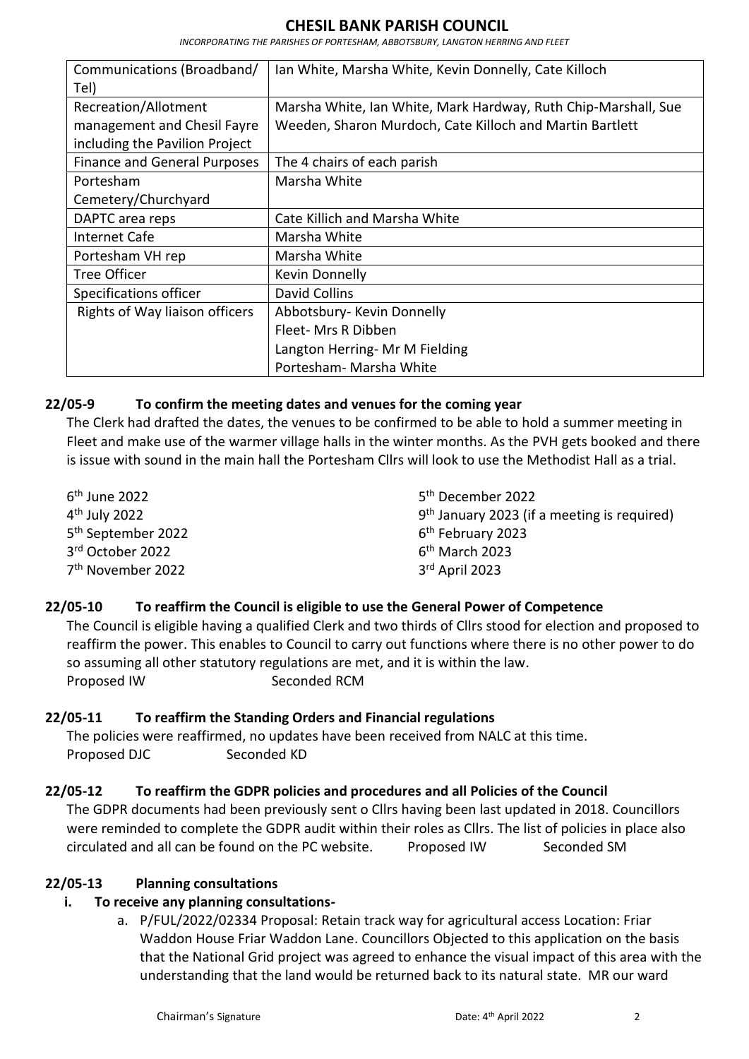| Communications (Broadband/ Tel) | Ian White, Marsha White, Kevin Donnelly, Cate Killoch |
|---|---|
| Recreation/Allotment management and Chesil Fayre including the Pavilion Project | Marsha White, Ian White, Mark Hardway, Ruth Chip-Marshall, Sue Weeden, Sharon Murdoch, Cate Killoch and Martin Bartlett |
| Finance and General Purposes | The 4 chairs of each parish |
| Portesham Cemetery/Churchyard | Marsha White |
| DAPTC area reps | Cate Killich and Marsha White |
| Internet Cafe | Marsha White |
| Portesham VH rep | Marsha White |
| Tree Officer | Kevin Donnelly |
| Specifications officer | David Collins |
| Rights of Way liaison officers | Abbotsbury- Kevin Donnelly<br>Fleet- Mrs R Dibben<br>Langton Herring- Mr M Fielding<br>Portesham- Marsha White |

### 22/05-9 To confirm the meeting dates and venues for the coming year

The Clerk had drafted the dates, the venues to be confirmed to be able to hold a summer meeting in Fleet and make use of the warmer village halls in the winter months. As the PVH gets booked and there is issue with sound in the main hall the Portesham Cllrs will look to use the Methodist Hall as a trial.

6th June 2022
4th July 2022
5th September 2022
3rd October 2022
7th November 2022
5th December 2022
9th January 2023 (if a meeting is required)
6th February 2023
6th March 2023
3rd April 2023

### 22/05-10 To reaffirm the Council is eligible to use the General Power of Competence

The Council is eligible having a qualified Clerk and two thirds of Cllrs stood for election and proposed to reaffirm the power. This enables to Council to carry out functions where there is no other power to do so assuming all other statutory regulations are met, and it is within the law.
Proposed IW Seconded RCM

### 22/05-11 To reaffirm the Standing Orders and Financial regulations

The policies were reaffirmed, no updates have been received from NALC at this time.
Proposed DJC Seconded KD

### 22/05-12 To reaffirm the GDPR policies and procedures and all Policies of the Council

The GDPR documents had been previously sent o Cllrs having been last updated in 2018. Councillors were reminded to complete the GDPR audit within their roles as Cllrs. The list of policies in place also circulated and all can be found on the PC website. Proposed IW Seconded SM

### 22/05-13 Planning consultations

**i. To receive any planning consultations-**

a. P/FUL/2022/02334 Proposal: Retain track way for agricultural access Location: Friar Waddon House Friar Waddon Lane. Councillors Objected to this application on the basis that the National Grid project was agreed to enhance the visual impact of this area with the understanding that the land would be returned back to its natural state. MR our ward

Chairman's Signature Date: 4th April 2022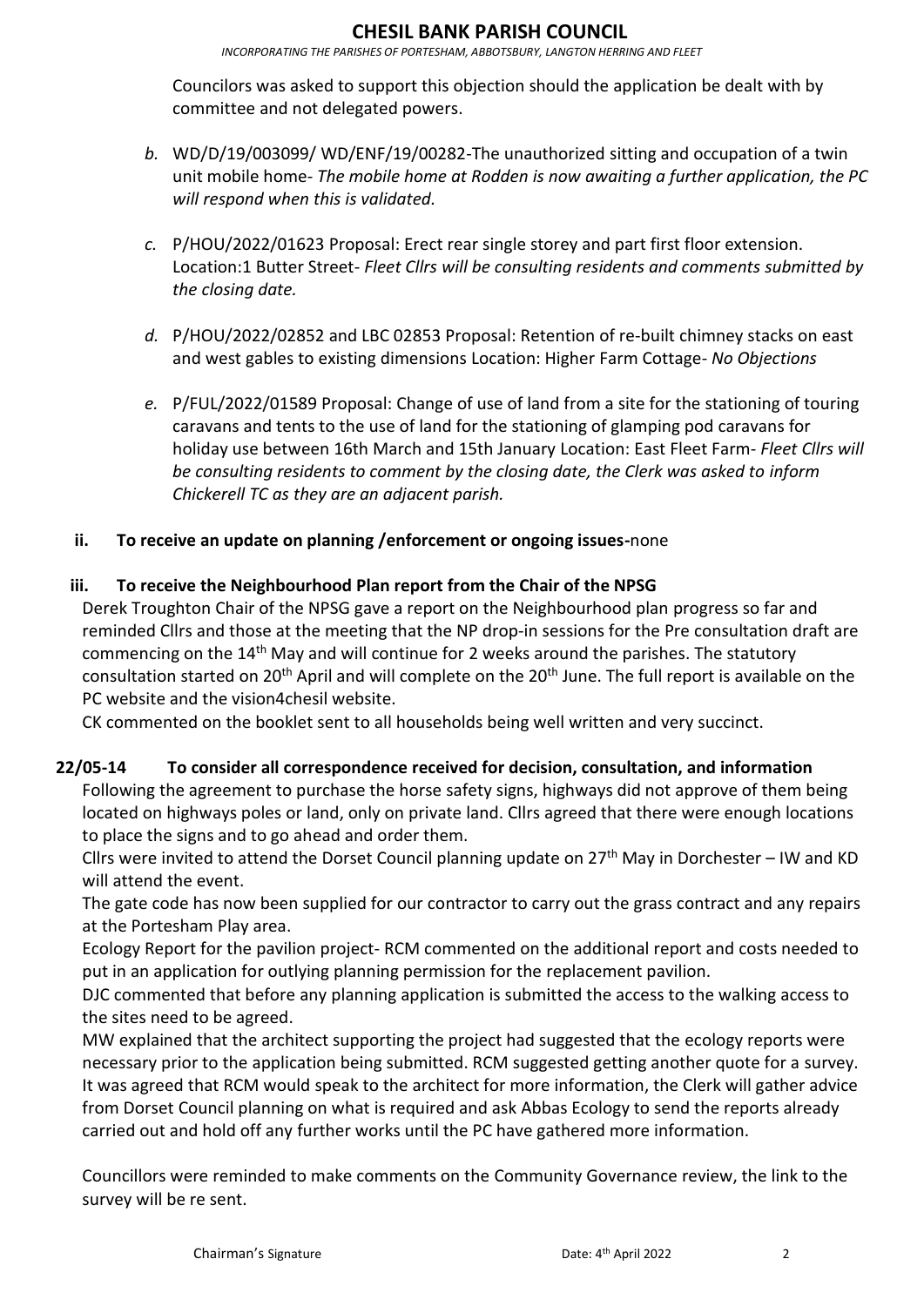Councilors was asked to support this objection should the application be dealt with by committee and not delegated powers.

*b.* WD/D/19/003099/ WD/ENF/19/00282-The unauthorized sitting and occupation of a twin unit mobile home- *The mobile home at Rodden is now awaiting a further application, the PC will respond when this is validated.*

*c.* P/HOU/2022/01623 Proposal: Erect rear single storey and part first floor extension. Location:1 Butter Street- *Fleet Cllrs will be consulting residents and comments submitted by the closing date.*

*d.* P/HOU/2022/02852 and LBC 02853 Proposal: Retention of re-built chimney stacks on east and west gables to existing dimensions Location: Higher Farm Cottage- *No Objections*

*e.* P/FUL/2022/01589 Proposal: Change of use of land from a site for the stationing of touring caravans and tents to the use of land for the stationing of glamping pod caravans for holiday use between 16th March and 15th January Location: East Fleet Farm- *Fleet Cllrs will be consulting residents to comment by the closing date, the Clerk was asked to inform Chickerell TC as they are an adjacent parish.*

**ii. To receive an update on planning /enforcement or ongoing issues-**none

**iii. To receive the Neighbourhood Plan report from the Chair of the NPSG**

Derek Troughton Chair of the NPSG gave a report on the Neighbourhood plan progress so far and reminded Cllrs and those at the meeting that the NP drop-in sessions for the Pre consultation draft are commencing on the 14th May and will continue for 2 weeks around the parishes. The statutory consultation started on 20th April and will complete on the 20th June. The full report is available on the PC website and the vision4chesil website.

CK commented on the booklet sent to all households being well written and very succinct.

**22/05-14 To consider all correspondence received for decision, consultation, and information**

Following the agreement to purchase the horse safety signs, highways did not approve of them being located on highways poles or land, only on private land. Cllrs agreed that there were enough locations to place the signs and to go ahead and order them.

Cllrs were invited to attend the Dorset Council planning update on 27th May in Dorchester – IW and KD will attend the event.

The gate code has now been supplied for our contractor to carry out the grass contract and any repairs at the Portesham Play area.

Ecology Report for the pavilion project- RCM commented on the additional report and costs needed to put in an application for outlying planning permission for the replacement pavilion.

DJC commented that before any planning application is submitted the access to the walking access to the sites need to be agreed.

MW explained that the architect supporting the project had suggested that the ecology reports were necessary prior to the application being submitted. RCM suggested getting another quote for a survey. It was agreed that RCM would speak to the architect for more information, the Clerk will gather advice from Dorset Council planning on what is required and ask Abbas Ecology to send the reports already carried out and hold off any further works until the PC have gathered more information.

Councillors were reminded to make comments on the Community Governance review, the link to the survey will be re sent.

Chairman's Signature Date: 4th April 2022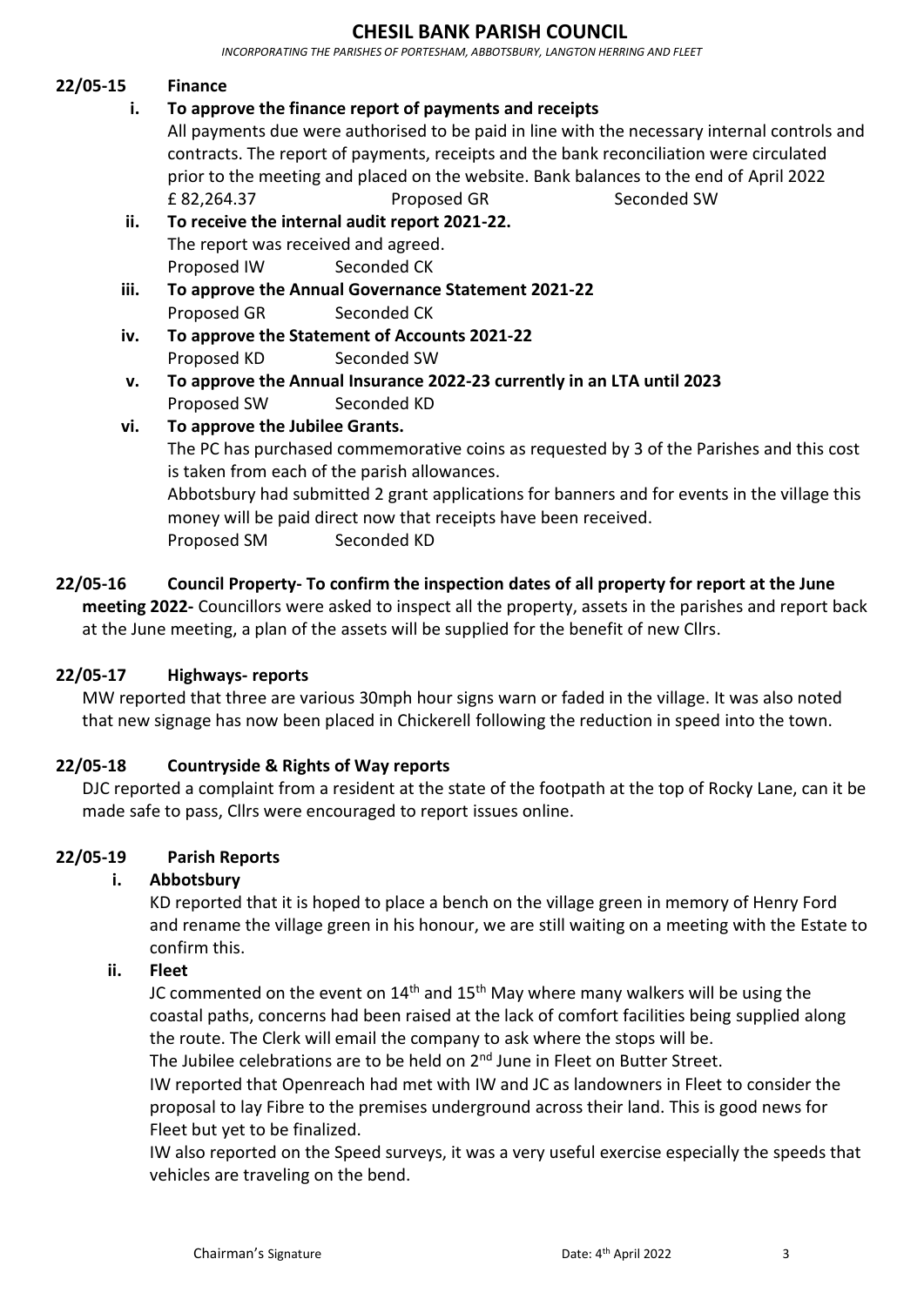**22/05-15 Finance**

**i. To approve the finance report of payments and receipts**

All payments due were authorised to be paid in line with the necessary internal controls and contracts. The report of payments, receipts and the bank reconciliation were circulated prior to the meeting and placed on the website. Bank balances to the end of April 2022

£ 82,264.37 Proposed GR Seconded SW

**ii. To receive the internal audit report 2021-22.**

The report was received and agreed.

Proposed IW Seconded CK

**iii. To approve the Annual Governance Statement 2021-22**

Proposed GR Seconded CK

**iv. To approve the Statement of Accounts 2021-22**

Proposed KD Seconded SW

**v. To approve the Annual Insurance 2022-23 currently in an LTA until 2023**

Proposed SW Seconded KD

**vi. To approve the Jubilee Grants.**

The PC has purchased commemorative coins as requested by 3 of the Parishes and this cost is taken from each of the parish allowances.

Abbotsbury had submitted 2 grant applications for banners and for events in the village this money will be paid direct now that receipts have been received.

Proposed SM Seconded KD

**22/05-16 Council Property- To confirm the inspection dates of all property for report at the June meeting 2022-** Councillors were asked to inspect all the property, assets in the parishes and report back at the June meeting, a plan of the assets will be supplied for the benefit of new Cllrs.

**22/05-17 Highways- reports**

MW reported that three are various 30mph hour signs warn or faded in the village. It was also noted that new signage has now been placed in Chickerell following the reduction in speed into the town.

**22/05-18 Countryside & Rights of Way reports**

DJC reported a complaint from a resident at the state of the footpath at the top of Rocky Lane, can it be made safe to pass, Cllrs were encouraged to report issues online.

**22/05-19 Parish Reports**

**i. Abbotsbury**

KD reported that it is hoped to place a bench on the village green in memory of Henry Ford and rename the village green in his honour, we are still waiting on a meeting with the Estate to confirm this.

**ii. Fleet**

JC commented on the event on 14th and 15th May where many walkers will be using the coastal paths, concerns had been raised at the lack of comfort facilities being supplied along the route. The Clerk will email the company to ask where the stops will be.

The Jubilee celebrations are to be held on 2nd June in Fleet on Butter Street.

IW reported that Openreach had met with IW and JC as landowners in Fleet to consider the proposal to lay Fibre to the premises underground across their land. This is good news for Fleet but yet to be finalized.

IW also reported on the Speed surveys, it was a very useful exercise especially the speeds that vehicles are traveling on the bend.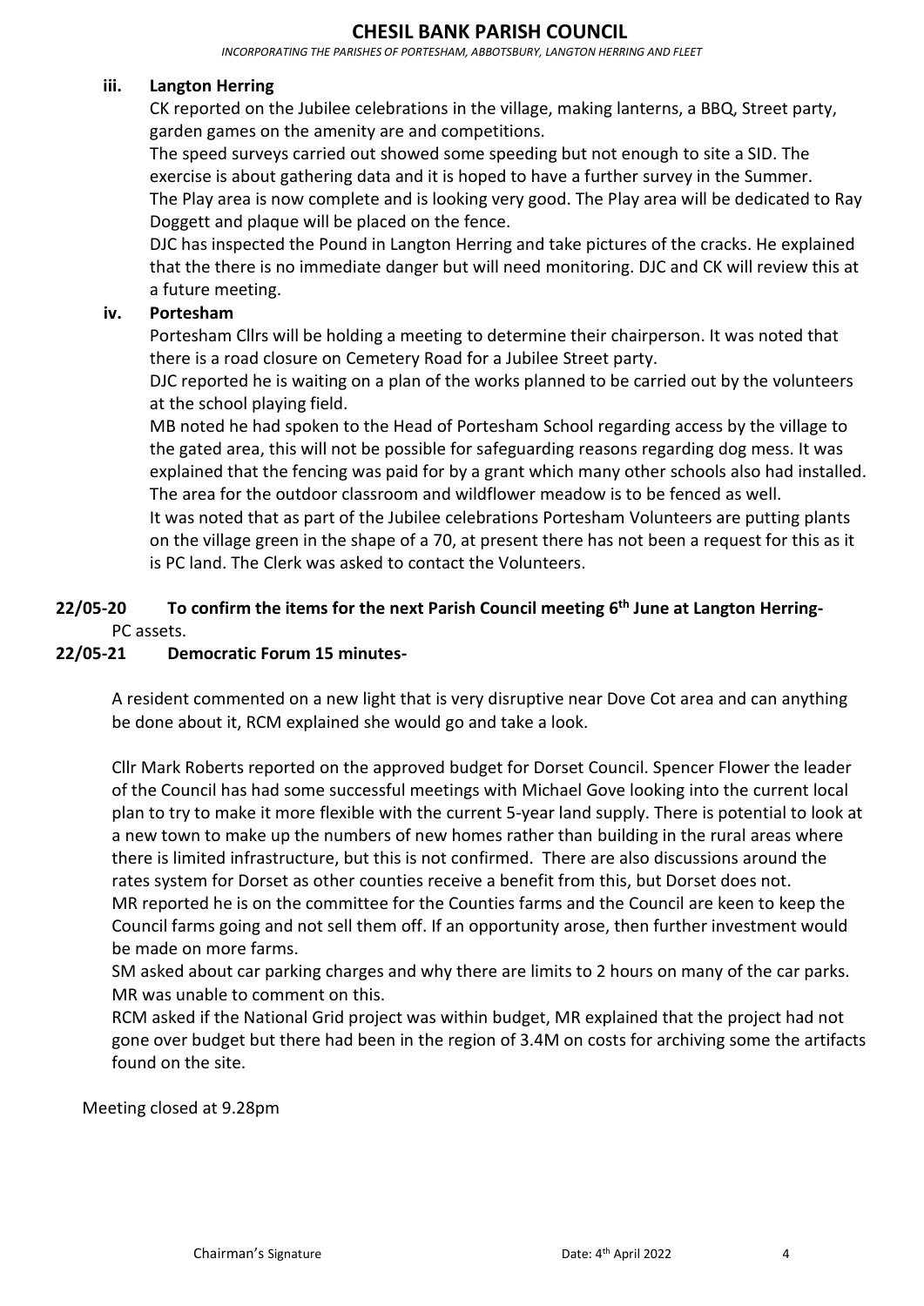### iii. Langton Herring

CK reported on the Jubilee celebrations in the village, making lanterns, a BBQ, Street party, garden games on the amenity are and competitions.

The speed surveys carried out showed some speeding but not enough to site a SID. The exercise is about gathering data and it is hoped to have a further survey in the Summer.

The Play area is now complete and is looking very good. The Play area will be dedicated to Ray Doggett and plaque will be placed on the fence.

DJC has inspected the Pound in Langton Herring and take pictures of the cracks. He explained that the there is no immediate danger but will need monitoring. DJC and CK will review this at a future meeting.

### iv. Portesham

Portesham Cllrs will be holding a meeting to determine their chairperson. It was noted that there is a road closure on Cemetery Road for a Jubilee Street party.

DJC reported he is waiting on a plan of the works planned to be carried out by the volunteers at the school playing field.

MB noted he had spoken to the Head of Portesham School regarding access by the village to the gated area, this will not be possible for safeguarding reasons regarding dog mess. It was explained that the fencing was paid for by a grant which many other schools also had installed. The area for the outdoor classroom and wildflower meadow is to be fenced as well.

It was noted that as part of the Jubilee celebrations Portesham Volunteers are putting plants on the village green in the shape of a 70, at present there has not been a request for this as it is PC land. The Clerk was asked to contact the Volunteers.

## 22/05-20 To confirm the items for the next Parish Council meeting 6th June at Langton Herring-

PC assets.

## 22/05-21 Democratic Forum 15 minutes-

A resident commented on a new light that is very disruptive near Dove Cot area and can anything be done about it, RCM explained she would go and take a look.

Cllr Mark Roberts reported on the approved budget for Dorset Council. Spencer Flower the leader of the Council has had some successful meetings with Michael Gove looking into the current local plan to try to make it more flexible with the current 5-year land supply. There is potential to look at a new town to make up the numbers of new homes rather than building in the rural areas where there is limited infrastructure, but this is not confirmed. There are also discussions around the rates system for Dorset as other counties receive a benefit from this, but Dorset does not.

MR reported he is on the committee for the Counties farms and the Council are keen to keep the Council farms going and not sell them off. If an opportunity arose, then further investment would be made on more farms.

SM asked about car parking charges and why there are limits to 2 hours on many of the car parks. MR was unable to comment on this.

RCM asked if the National Grid project was within budget, MR explained that the project had not gone over budget but there had been in the region of 3.4M on costs for archiving some the artifacts found on the site.

Meeting closed at 9.28pm

Chairman's Signature Date: 4th April 2022